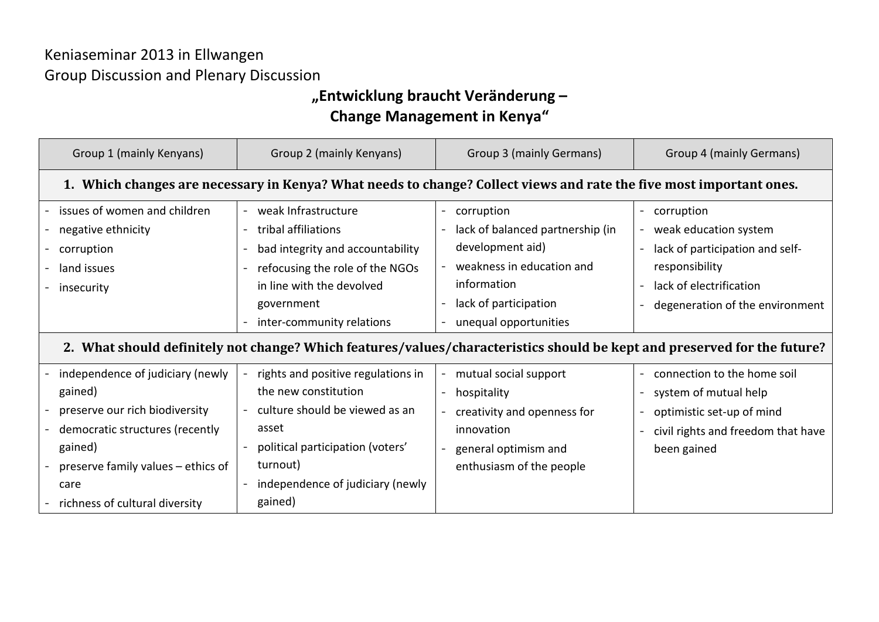Keniaseminar 2013 in Ellwangen

Group Discussion and Plenary Discussion

## „Entwicklung braucht Veränderung – Change Management in Kenya“

| Group 1 (mainly Kenyans) | Group 2 (mainly Kenyans) | Group 3 (mainly Germans) | Group 4 (mainly Germans) |
|---|---|---|---|
| **1. Which changes are necessary in Kenya? What needs to change? Collect views and rate the five most important ones.** | | | |
| - issues of women and children<br>- negative ethnicity<br>- corruption<br>- land issues<br>- insecurity | - weak Infrastructure<br>- tribal affiliations<br>- bad integrity and accountability<br>- refocusing the role of the NGOs in line with the devolved government<br>- inter-community relations | - corruption<br>- lack of balanced partnership (in development aid)<br>- weakness in education and information<br>- lack of participation<br>- unequal opportunities | - corruption<br>- weak education system<br>- lack of participation and self-responsibility<br>- lack of electrification<br>- degeneration of the environment |
| **2. What should definitely not change? Which features/values/characteristics should be kept and preserved for the future?** | | | |
| - independence of judiciary (newly gained)<br>- preserve our rich biodiversity<br>- democratic structures (recently gained)<br>- preserve family values – ethics of care<br>- richness of cultural diversity | - rights and positive regulations in the new constitution<br>- culture should be viewed as an asset<br>- political participation (voters' turnout)<br>- independence of judiciary (newly gained) | - mutual social support<br>- hospitality<br>- creativity and openness for innovation<br>- general optimism and enthusiasm of the people | - connection to the home soil<br>- system of mutual help<br>- optimistic set-up of mind<br>- civil rights and freedom that have been gained |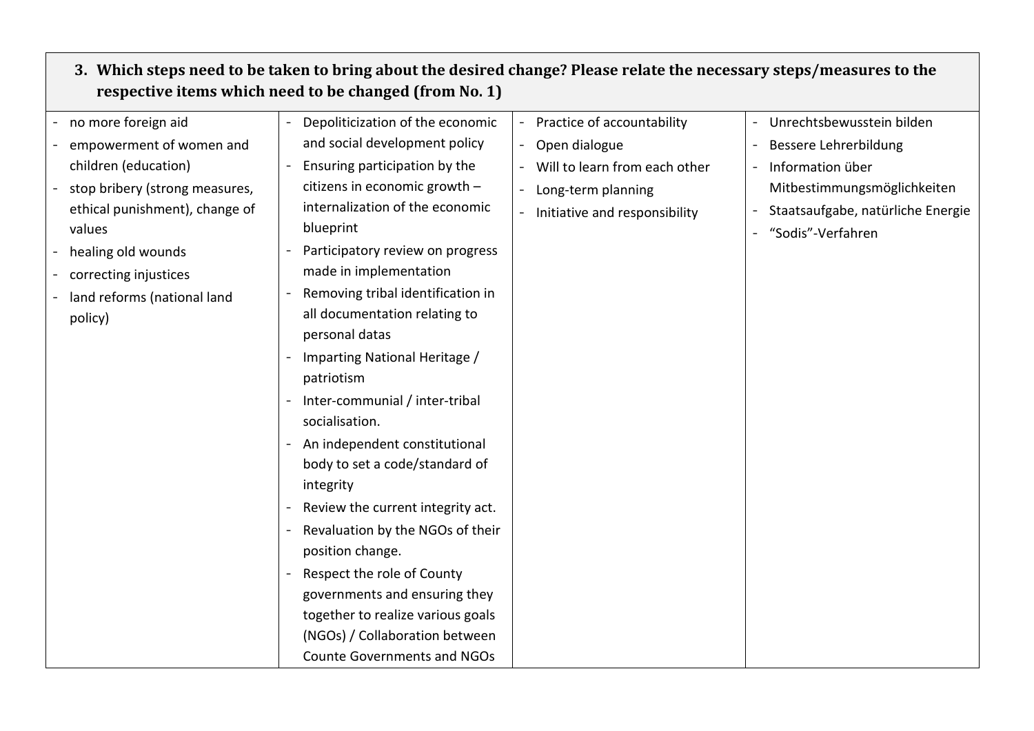| 3. Which steps need to be taken to bring about the desired change? Please relate the necessary steps/measures to the respective items which need to be changed (from No. 1) | | | |
| --- | --- | --- | --- |
| - no more foreign aid<br>- empowerment of women and children (education)<br>- stop bribery (strong measures, ethical punishment), change of values<br>- healing old wounds<br>- correcting injustices<br>- land reforms (national land policy) | - Depoliticization of the economic and social development policy<br>- Ensuring participation by the citizens in economic growth – internalization of the economic blueprint<br>- Participatory review on progress made in implementation<br>- Removing tribal identification in all documentation relating to personal datas<br>- Imparting National Heritage / patriotism<br>- Inter-communial / inter-tribal socialisation.<br>- An independent constitutional body to set a code/standard of integrity<br>- Review the current integrity act.<br>- Revaluation by the NGOs of their position change.<br>- Respect the role of County governments and ensuring they together to realize various goals (NGOs) / Collaboration between Counte Governments and NGOs | - Practice of accountability<br>- Open dialogue<br>- Will to learn from each other<br>- Long-term planning<br>- Initiative and responsibility | - Unrechtsbewusstein bilden<br>- Bessere Lehrerbildung<br>- Information über Mitbestimmungsmöglichkeiten<br>- Staatsaufgabe, natürliche Energie<br>- "Sodis"-Verfahren |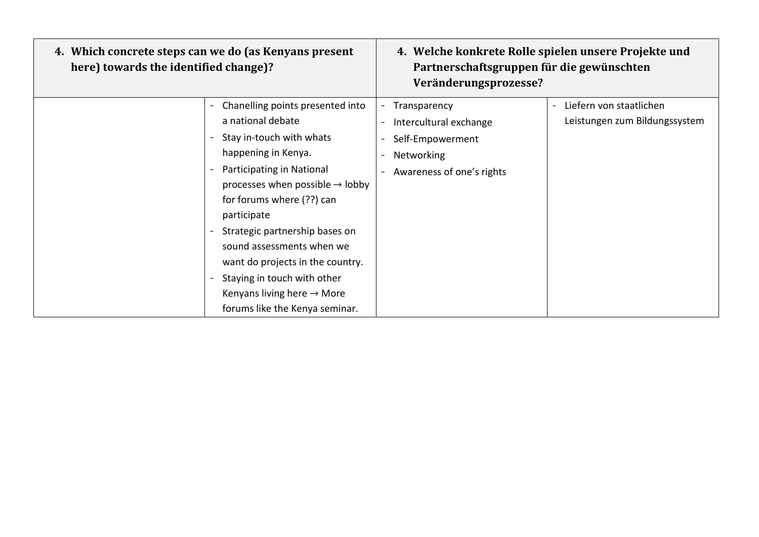| 4. Which concrete steps can we do (as Kenyans present here) towards the identified change)? | | 4. Welche konkrete Rolle spielen unsere Projekte und Partnerschaftsgruppen für die gewünschten Veränderungsprozesse? | |
|---|---|---|---|
| | - Chanelling points presented into a national debate<br>- Stay in-touch with whats happening in Kenya.<br>- Participating in National processes when possible → lobby for forums where (??) can participate<br>- Strategic partnership bases on sound assessments when we want do projects in the country.<br>- Staying in touch with other Kenyans living here → More forums like the Kenya seminar. | - Transparency<br>- Intercultural exchange<br>- Self-Empowerment<br>- Networking<br>- Awareness of one's rights | - Liefern von staatlichen Leistungen zum Bildungssystem |